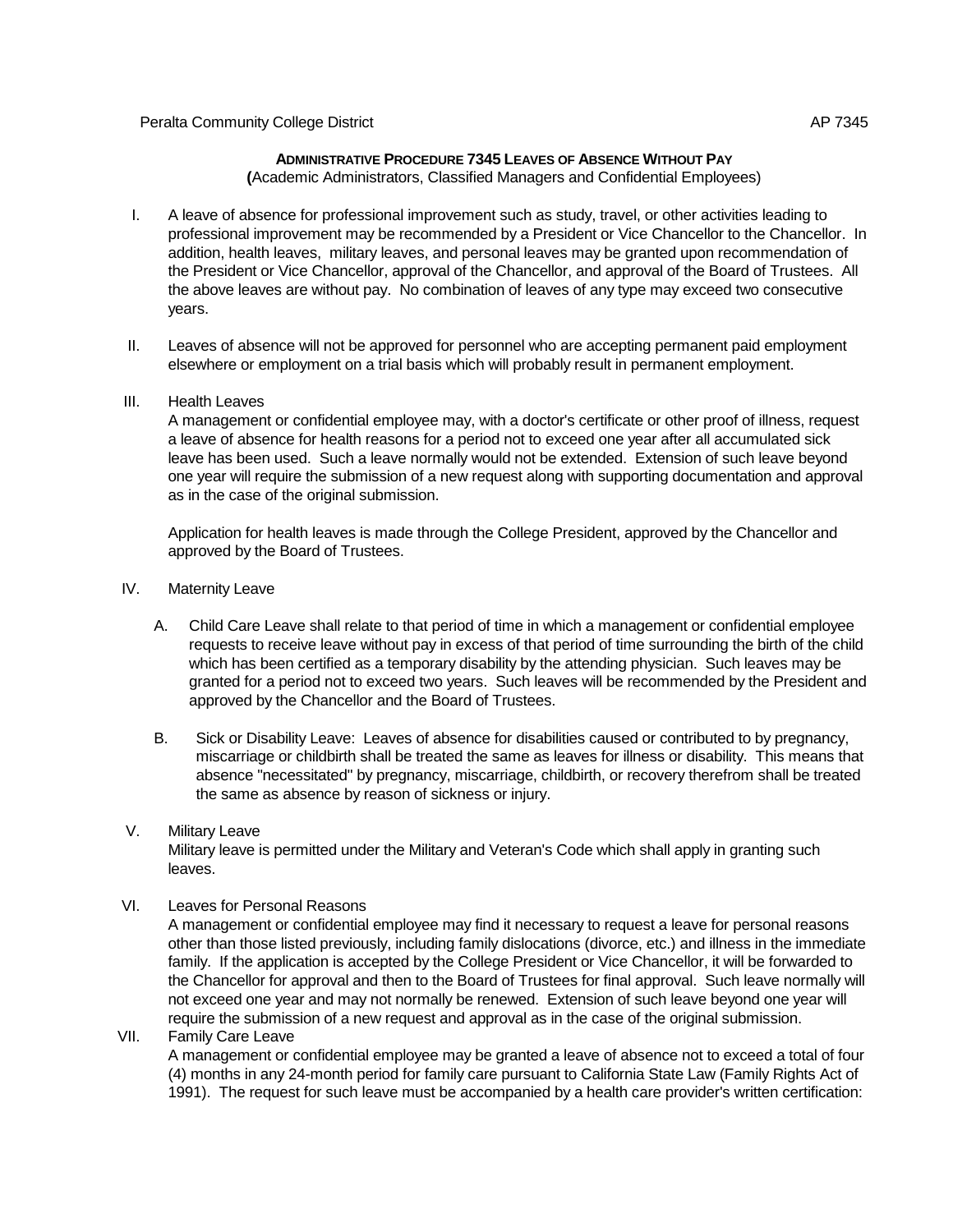Peralta Community College District AP 7345

**ADMINISTRATIVE PROCEDURE 7345 LEAVES OF ABSENCE WITHOUT PAY**
**(**Academic Administrators, Classified Managers and Confidential Employees)

I. A leave of absence for professional improvement such as study, travel, or other activities leading to professional improvement may be recommended by a President or Vice Chancellor to the Chancellor. In addition, health leaves, military leaves, and personal leaves may be granted upon recommendation of the President or Vice Chancellor, approval of the Chancellor, and approval of the Board of Trustees. All the above leaves are without pay. No combination of leaves of any type may exceed two consecutive years.

II. Leaves of absence will not be approved for personnel who are accepting permanent paid employment elsewhere or employment on a trial basis which will probably result in permanent employment.

III. Health Leaves
A management or confidential employee may, with a doctor's certificate or other proof of illness, request a leave of absence for health reasons for a period not to exceed one year after all accumulated sick leave has been used. Such a leave normally would not be extended. Extension of such leave beyond one year will require the submission of a new request along with supporting documentation and approval as in the case of the original submission.

Application for health leaves is made through the College President, approved by the Chancellor and approved by the Board of Trustees.

IV. Maternity Leave

A. Child Care Leave shall relate to that period of time in which a management or confidential employee requests to receive leave without pay in excess of that period of time surrounding the birth of the child which has been certified as a temporary disability by the attending physician. Such leaves may be granted for a period not to exceed two years. Such leaves will be recommended by the President and approved by the Chancellor and the Board of Trustees.

B. Sick or Disability Leave: Leaves of absence for disabilities caused or contributed to by pregnancy, miscarriage or childbirth shall be treated the same as leaves for illness or disability. This means that absence "necessitated" by pregnancy, miscarriage, childbirth, or recovery therefrom shall be treated the same as absence by reason of sickness or injury.

V. Military Leave
Military leave is permitted under the Military and Veteran's Code which shall apply in granting such leaves.

VI. Leaves for Personal Reasons
A management or confidential employee may find it necessary to request a leave for personal reasons other than those listed previously, including family dislocations (divorce, etc.) and illness in the immediate family. If the application is accepted by the College President or Vice Chancellor, it will be forwarded to the Chancellor for approval and then to the Board of Trustees for final approval. Such leave normally will not exceed one year and may not normally be renewed. Extension of such leave beyond one year will require the submission of a new request and approval as in the case of the original submission.

VII. Family Care Leave
A management or confidential employee may be granted a leave of absence not to exceed a total of four (4) months in any 24-month period for family care pursuant to California State Law (Family Rights Act of 1991). The request for such leave must be accompanied by a health care provider's written certification: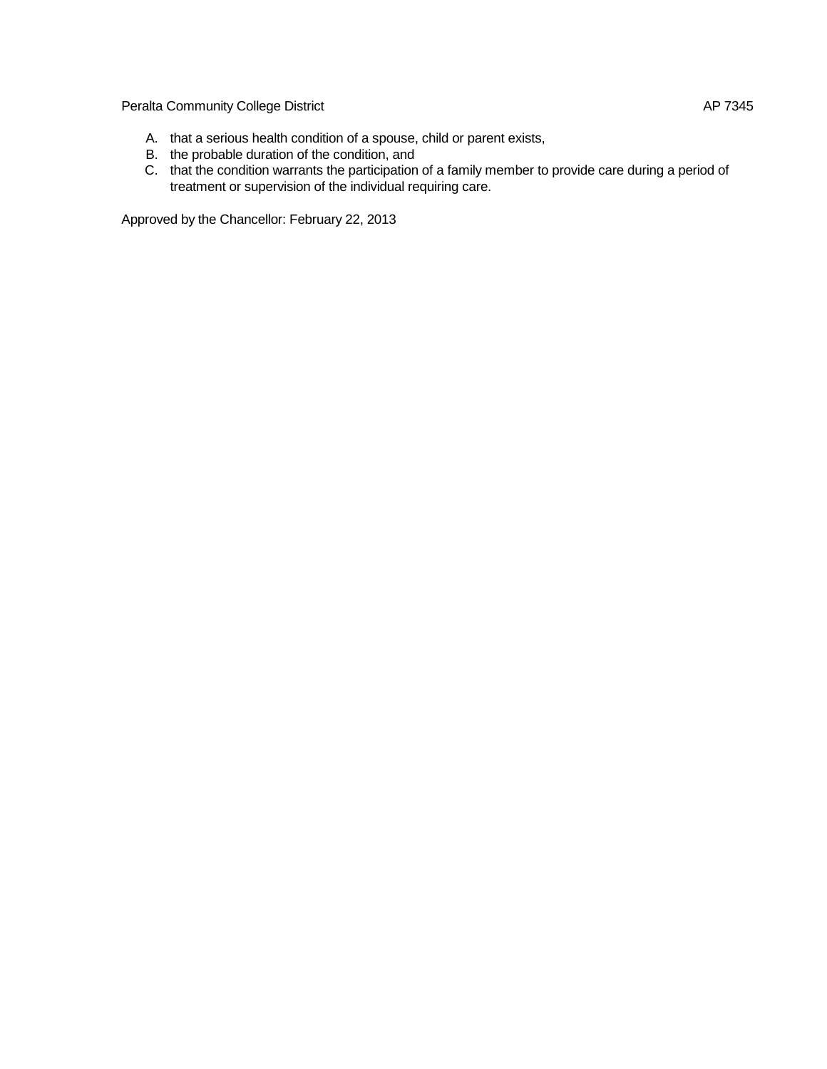A. that a serious health condition of a spouse, child or parent exists,
B. the probable duration of the condition, and
C. that the condition warrants the participation of a family member to provide care during a period of treatment or supervision of the individual requiring care.

Approved by the Chancellor: February 22, 2013